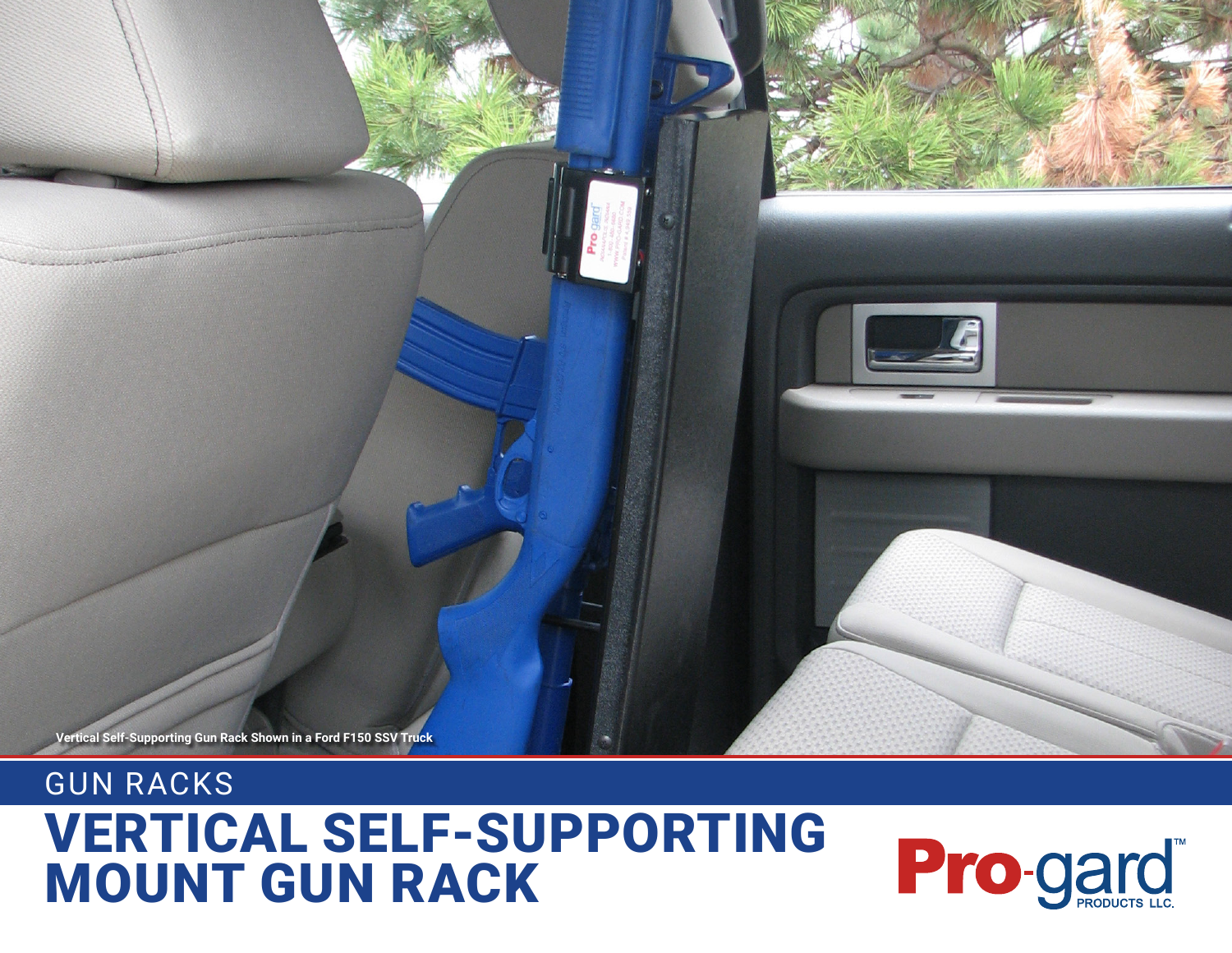Vertical Self-Supporting Gun Rack Shown in a Ford F150 SSV Truck

GUN RACKS

# VERTICAL SELF-SUPPORTING MOUNT GUN RACK

Pro-gard™ PRODUCTS LLC.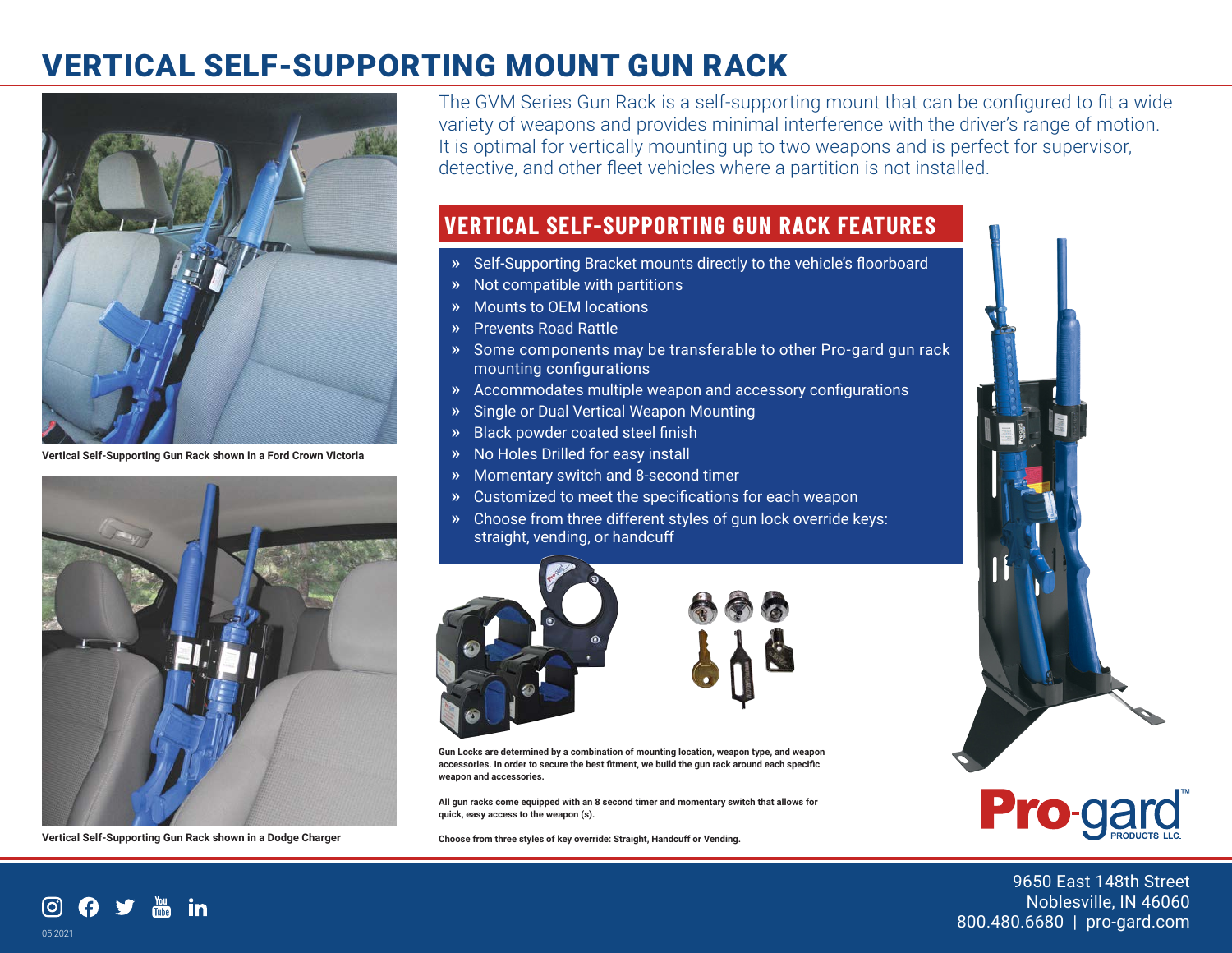# VERTICAL SELF-SUPPORTING MOUNT GUN RACK

The GVM Series Gun Rack is a self-supporting mount that can be configured to fit a wide variety of weapons and provides minimal interference with the driver's range of motion. It is optimal for vertically mounting up to two weapons and is perfect for supervisor, detective, and other fleet vehicles where a partition is not installed.

Vertical Self-Supporting Gun Rack shown in a Ford Crown Victoria

Vertical Self-Supporting Gun Rack shown in a Dodge Charger

## VERTICAL SELF-SUPPORTING GUN RACK FEATURES

- Self-Supporting Bracket mounts directly to the vehicle's floorboard
- Not compatible with partitions
- Mounts to OEM locations
- Prevents Road Rattle
- Some components may be transferable to other Pro-gard gun rack mounting configurations
- Accommodates multiple weapon and accessory configurations
- Single or Dual Vertical Weapon Mounting
- Black powder coated steel finish
- No Holes Drilled for easy install
- Momentary switch and 8-second timer
- Customized to meet the specifications for each weapon
- Choose from three different styles of gun lock override keys: straight, vending, or handcuff

**Gun Locks are determined by a combination of mounting location, weapon type, and weapon accessories. In order to secure the best fitment, we build the gun rack around each specific weapon and accessories.**

**All gun racks come equipped with an 8 second timer and momentary switch that allows for quick, easy access to the weapon (s).**

**Choose from three styles of key override: Straight, Handcuff or Vending.**

Pro-gard™ PRODUCTS LLC.

05.2021

9650 East 148th Street
Noblesville, IN 46060
800.480.6680 | pro-gard.com